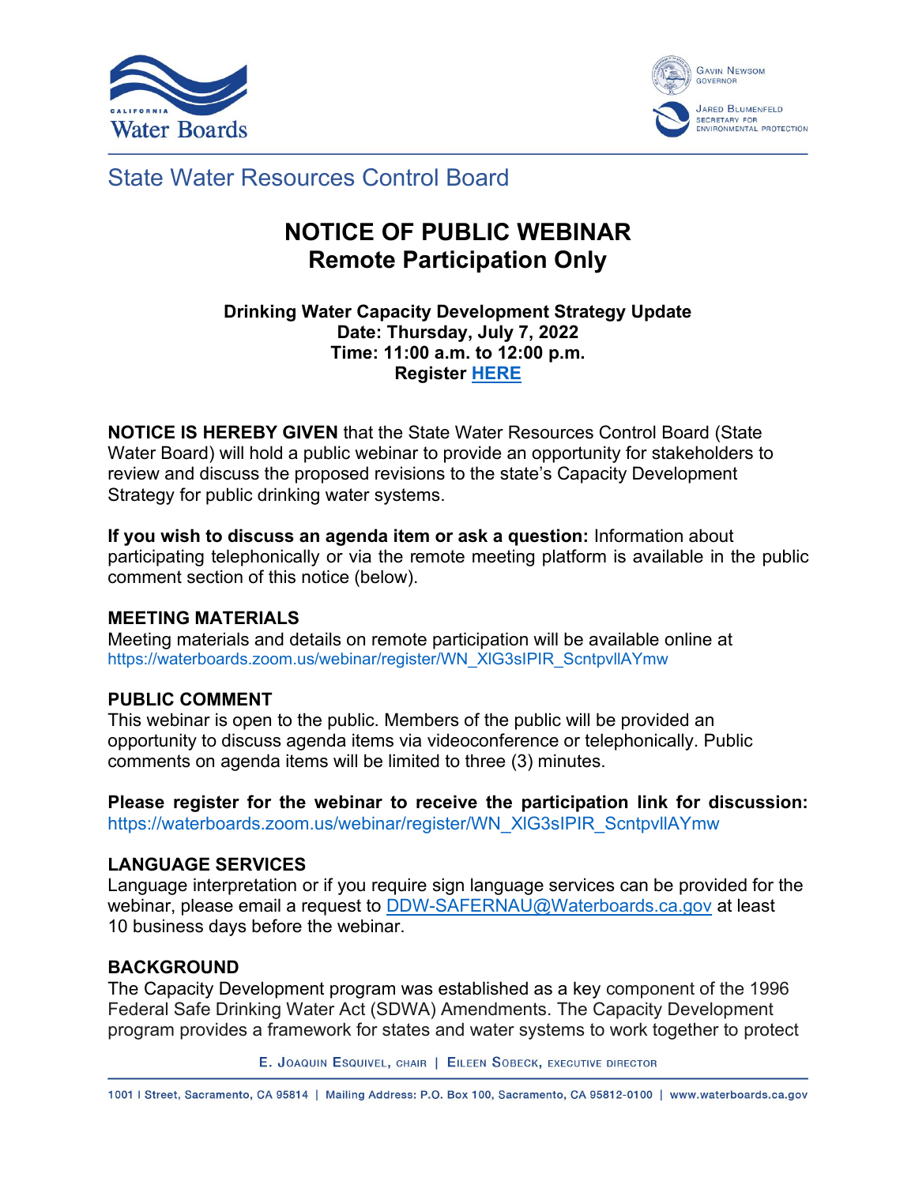# State Water Resources Control Board

## NOTICE OF PUBLIC WEBINAR
## Remote Participation Only

**Drinking Water Capacity Development Strategy Update**
**Date: Thursday, July 7, 2022**
**Time: 11:00 a.m. to 12:00 p.m.**
**Register HERE**

**NOTICE IS HEREBY GIVEN** that the State Water Resources Control Board (State Water Board) will hold a public webinar to provide an opportunity for stakeholders to review and discuss the proposed revisions to the state's Capacity Development Strategy for public drinking water systems.

**If you wish to discuss an agenda item or ask a question:** Information about participating telephonically or via the remote meeting platform is available in the public comment section of this notice (below).

### MEETING MATERIALS

Meeting materials and details on remote participation will be available online at https://waterboards.zoom.us/webinar/register/WN_XlG3sIPIR_ScntpvllAYmw

### PUBLIC COMMENT

This webinar is open to the public. Members of the public will be provided an opportunity to discuss agenda items via videoconference or telephonically. Public comments on agenda items will be limited to three (3) minutes.

**Please register for the webinar to receive the participation link for discussion:** https://waterboards.zoom.us/webinar/register/WN_XlG3sIPIR_ScntpvllAYmw

### LANGUAGE SERVICES

Language interpretation or if you require sign language services can be provided for the webinar, please email a request to DDW-SAFERNAU@Waterboards.ca.gov at least 10 business days before the webinar.

### BACKGROUND

The Capacity Development program was established as a key component of the 1996 Federal Safe Drinking Water Act (SDWA) Amendments. The Capacity Development program provides a framework for states and water systems to work together to protect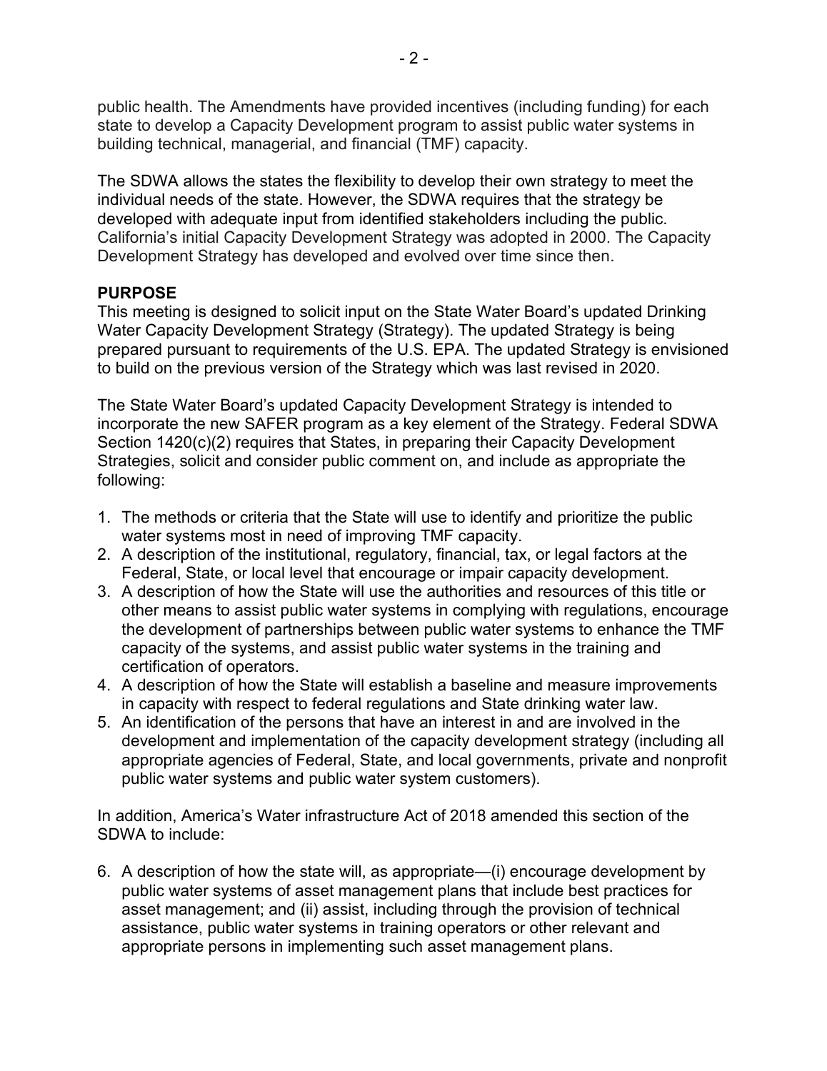public health. The Amendments have provided incentives (including funding) for each state to develop a Capacity Development program to assist public water systems in building technical, managerial, and financial (TMF) capacity.

The SDWA allows the states the flexibility to develop their own strategy to meet the individual needs of the state. However, the SDWA requires that the strategy be developed with adequate input from identified stakeholders including the public. California's initial Capacity Development Strategy was adopted in 2000. The Capacity Development Strategy has developed and evolved over time since then.

**PURPOSE**

This meeting is designed to solicit input on the State Water Board's updated Drinking Water Capacity Development Strategy (Strategy). The updated Strategy is being prepared pursuant to requirements of the U.S. EPA. The updated Strategy is envisioned to build on the previous version of the Strategy which was last revised in 2020.

The State Water Board's updated Capacity Development Strategy is intended to incorporate the new SAFER program as a key element of the Strategy. Federal SDWA Section 1420(c)(2) requires that States, in preparing their Capacity Development Strategies, solicit and consider public comment on, and include as appropriate the following:

1. The methods or criteria that the State will use to identify and prioritize the public water systems most in need of improving TMF capacity.
2. A description of the institutional, regulatory, financial, tax, or legal factors at the Federal, State, or local level that encourage or impair capacity development.
3. A description of how the State will use the authorities and resources of this title or other means to assist public water systems in complying with regulations, encourage the development of partnerships between public water systems to enhance the TMF capacity of the systems, and assist public water systems in the training and certification of operators.
4. A description of how the State will establish a baseline and measure improvements in capacity with respect to federal regulations and State drinking water law.
5. An identification of the persons that have an interest in and are involved in the development and implementation of the capacity development strategy (including all appropriate agencies of Federal, State, and local governments, private and nonprofit public water systems and public water system customers).

In addition, America's Water infrastructure Act of 2018 amended this section of the SDWA to include:

6. A description of how the state will, as appropriate—(i) encourage development by public water systems of asset management plans that include best practices for asset management; and (ii) assist, including through the provision of technical assistance, public water systems in training operators or other relevant and appropriate persons in implementing such asset management plans.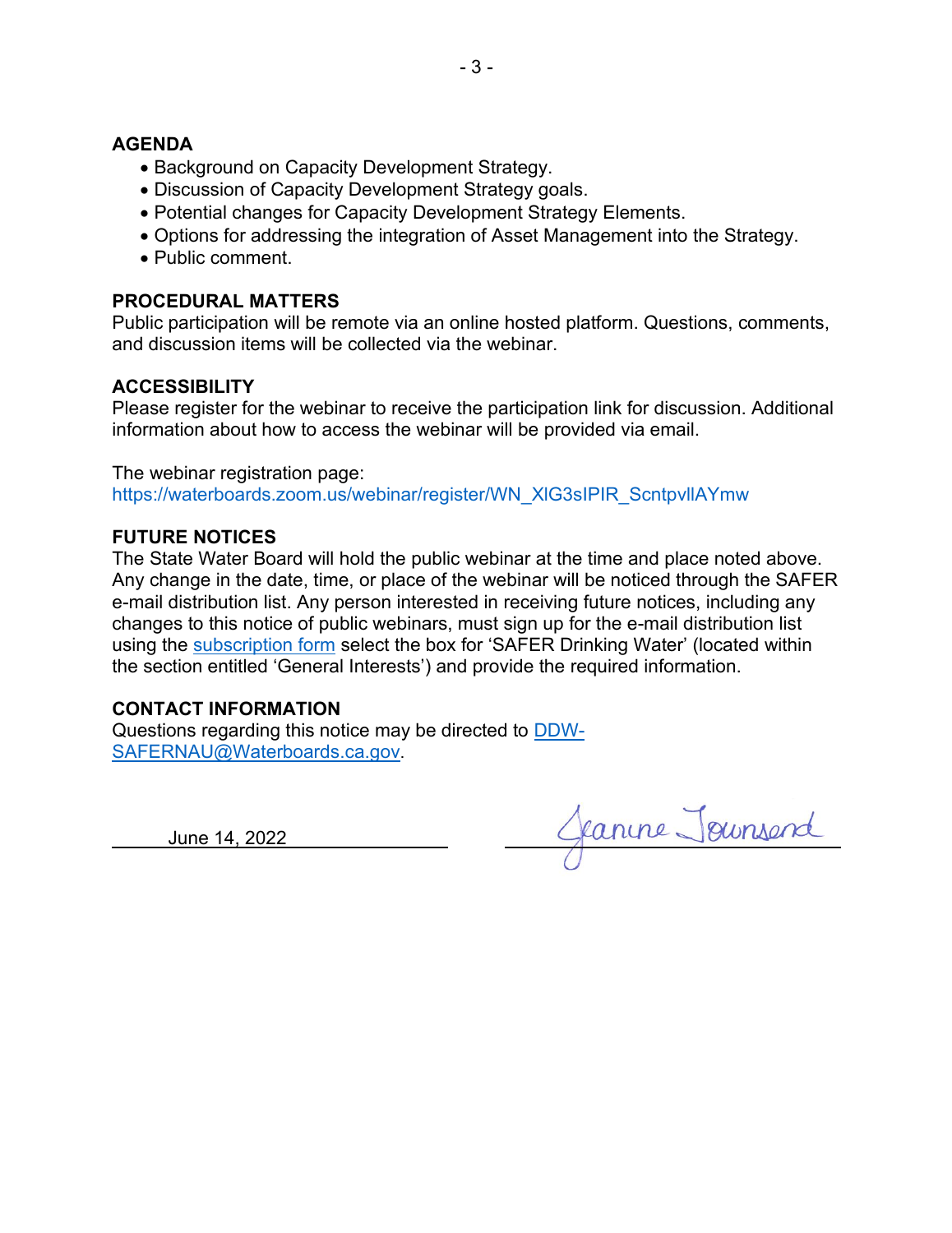## AGENDA

- Background on Capacity Development Strategy.
- Discussion of Capacity Development Strategy goals.
- Potential changes for Capacity Development Strategy Elements.
- Options for addressing the integration of Asset Management into the Strategy.
- Public comment.

## PROCEDURAL MATTERS

Public participation will be remote via an online hosted platform. Questions, comments, and discussion items will be collected via the webinar.

## ACCESSIBILITY

Please register for the webinar to receive the participation link for discussion. Additional information about how to access the webinar will be provided via email.

The webinar registration page:
https://waterboards.zoom.us/webinar/register/WN_XlG3sIPIR_ScntpvllAYmw

## FUTURE NOTICES

The State Water Board will hold the public webinar at the time and place noted above. Any change in the date, time, or place of the webinar will be noticed through the SAFER e-mail distribution list. Any person interested in receiving future notices, including any changes to this notice of public webinars, must sign up for the e-mail distribution list using the subscription form select the box for 'SAFER Drinking Water' (located within the section entitled 'General Interests') and provide the required information.

## CONTACT INFORMATION

Questions regarding this notice may be directed to DDW-SAFERNAU@Waterboards.ca.gov.

June 14, 2022

Jeanine Townsend